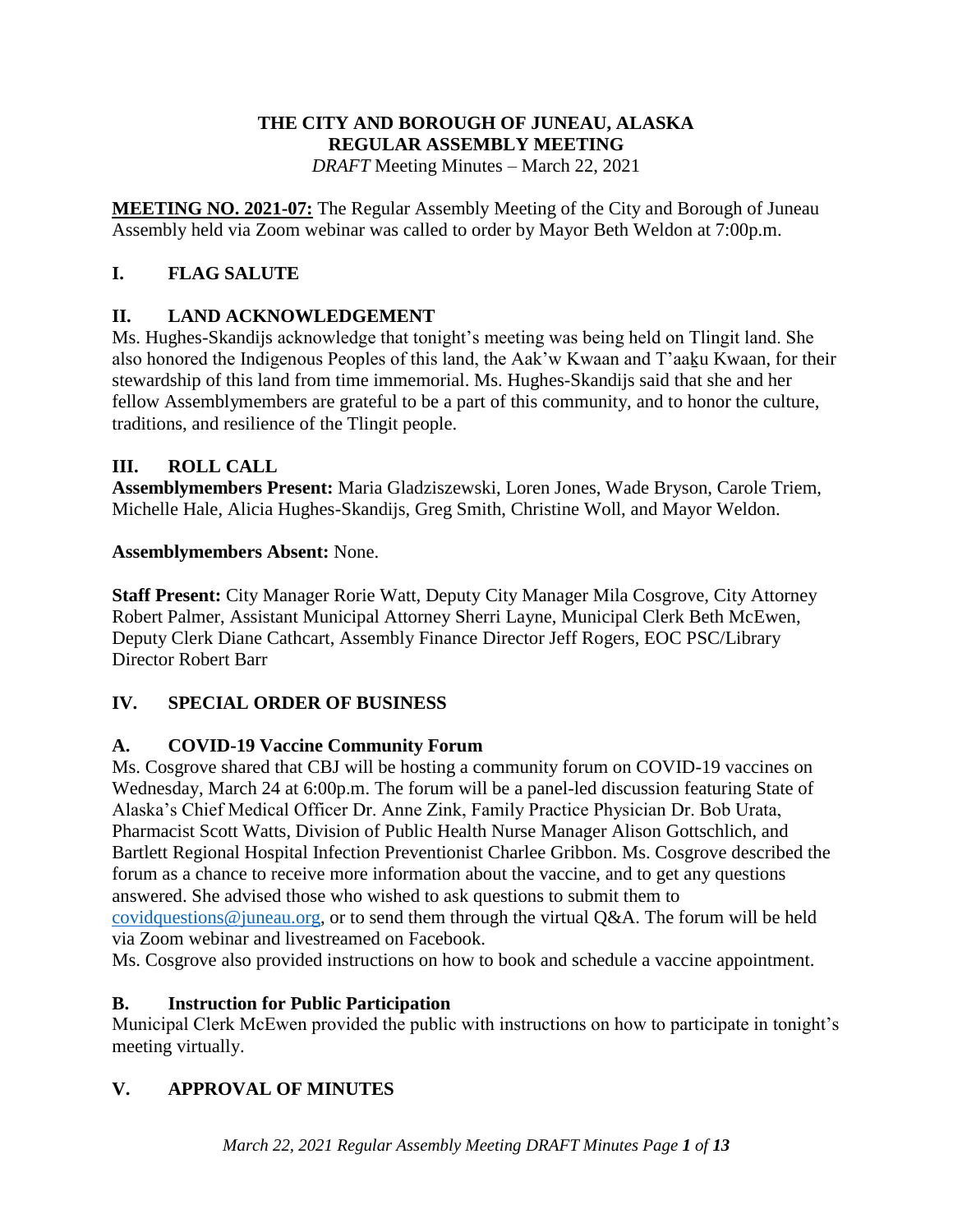# THE CITY AND BOROUGH OF JUNEAU, ALASKA
# REGULAR ASSEMBLY MEETING

*DRAFT* Meeting Minutes – March 22, 2021

**MEETING NO. 2021-07:** The Regular Assembly Meeting of the City and Borough of Juneau Assembly held via Zoom webinar was called to order by Mayor Beth Weldon at 7:00p.m.

## I. FLAG SALUTE

## II. LAND ACKNOWLEDGEMENT

Ms. Hughes-Skandijs acknowledge that tonight's meeting was being held on Tlingit land. She also honored the Indigenous Peoples of this land, the Aak'w Kwaan and T'aa̠ku Kwaan, for their stewardship of this land from time immemorial. Ms. Hughes-Skandijs said that she and her fellow Assemblymembers are grateful to be a part of this community, and to honor the culture, traditions, and resilience of the Tlingit people.

## III. ROLL CALL

**Assemblymembers Present:** Maria Gladziszewski, Loren Jones, Wade Bryson, Carole Triem, Michelle Hale, Alicia Hughes-Skandijs, Greg Smith, Christine Woll, and Mayor Weldon.

**Assemblymembers Absent:** None.

**Staff Present:** City Manager Rorie Watt, Deputy City Manager Mila Cosgrove, City Attorney Robert Palmer, Assistant Municipal Attorney Sherri Layne, Municipal Clerk Beth McEwen, Deputy Clerk Diane Cathcart, Assembly Finance Director Jeff Rogers, EOC PSC/Library Director Robert Barr

## IV. SPECIAL ORDER OF BUSINESS

### A. COVID-19 Vaccine Community Forum

Ms. Cosgrove shared that CBJ will be hosting a community forum on COVID-19 vaccines on Wednesday, March 24 at 6:00p.m. The forum will be a panel-led discussion featuring State of Alaska's Chief Medical Officer Dr. Anne Zink, Family Practice Physician Dr. Bob Urata, Pharmacist Scott Watts, Division of Public Health Nurse Manager Alison Gottschlich, and Bartlett Regional Hospital Infection Preventionist Charlee Gribbon. Ms. Cosgrove described the forum as a chance to receive more information about the vaccine, and to get any questions answered. She advised those who wished to ask questions to submit them to covidquestions@juneau.org, or to send them through the virtual Q&A. The forum will be held via Zoom webinar and livestreamed on Facebook.

Ms. Cosgrove also provided instructions on how to book and schedule a vaccine appointment.

### B. Instruction for Public Participation

Municipal Clerk McEwen provided the public with instructions on how to participate in tonight's meeting virtually.

## V. APPROVAL OF MINUTES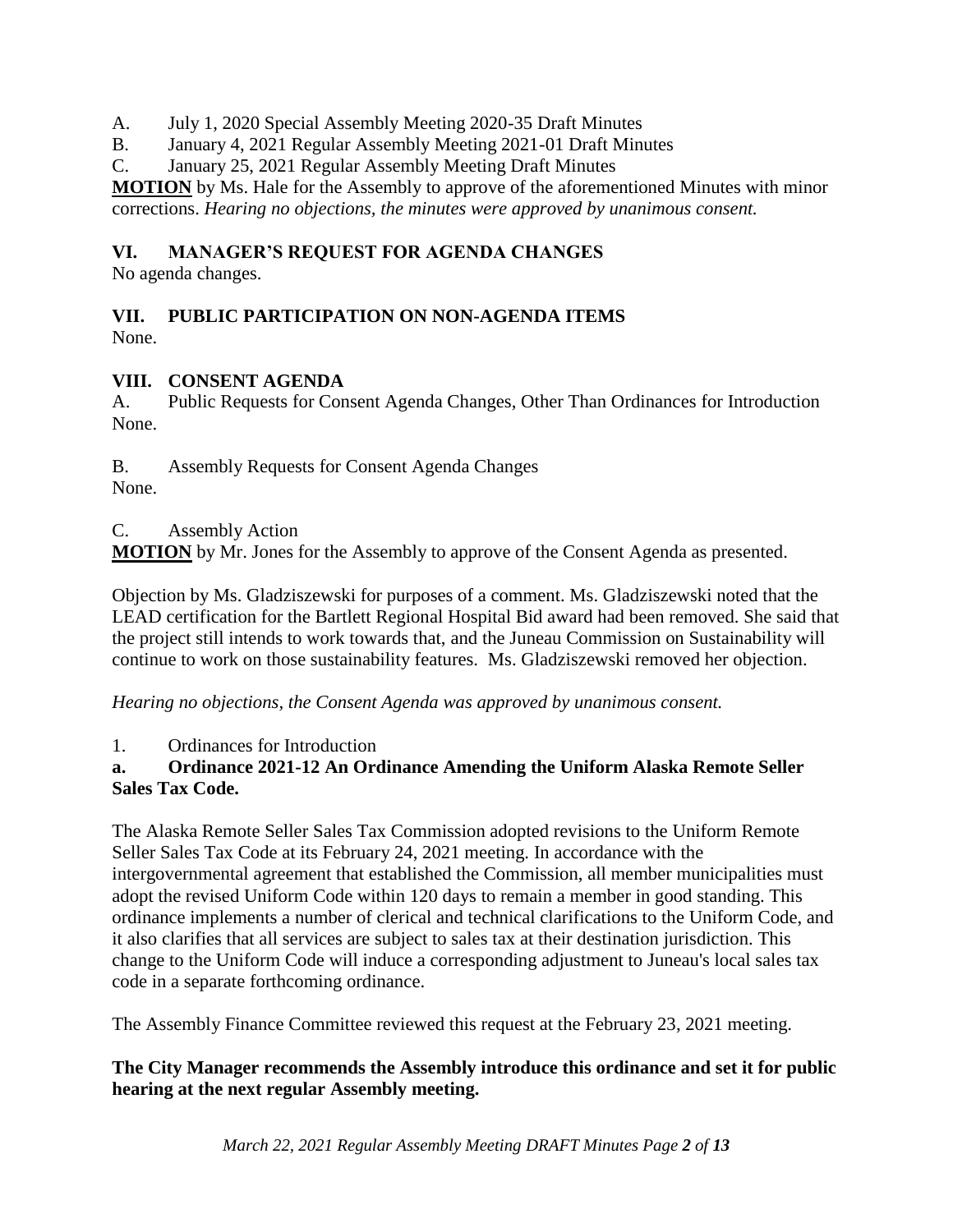A. July 1, 2020 Special Assembly Meeting 2020-35 Draft Minutes

B. January 4, 2021 Regular Assembly Meeting 2021-01 Draft Minutes

C. January 25, 2021 Regular Assembly Meeting Draft Minutes

**MOTION** by Ms. Hale for the Assembly to approve of the aforementioned Minutes with minor corrections. *Hearing no objections, the minutes were approved by unanimous consent.*

## VI. MANAGER'S REQUEST FOR AGENDA CHANGES

No agenda changes.

## VII. PUBLIC PARTICIPATION ON NON-AGENDA ITEMS

None.

## VIII. CONSENT AGENDA

A. Public Requests for Consent Agenda Changes, Other Than Ordinances for Introduction

None.

B. Assembly Requests for Consent Agenda Changes

None.

C. Assembly Action

**MOTION** by Mr. Jones for the Assembly to approve of the Consent Agenda as presented.

Objection by Ms. Gladziszewski for purposes of a comment. Ms. Gladziszewski noted that the LEAD certification for the Bartlett Regional Hospital Bid award had been removed. She said that the project still intends to work towards that, and the Juneau Commission on Sustainability will continue to work on those sustainability features. Ms. Gladziszewski removed her objection.

*Hearing no objections, the Consent Agenda was approved by unanimous consent.*

1. Ordinances for Introduction

**a. Ordinance 2021-12 An Ordinance Amending the Uniform Alaska Remote Seller Sales Tax Code.**

The Alaska Remote Seller Sales Tax Commission adopted revisions to the Uniform Remote Seller Sales Tax Code at its February 24, 2021 meeting. In accordance with the intergovernmental agreement that established the Commission, all member municipalities must adopt the revised Uniform Code within 120 days to remain a member in good standing. This ordinance implements a number of clerical and technical clarifications to the Uniform Code, and it also clarifies that all services are subject to sales tax at their destination jurisdiction. This change to the Uniform Code will induce a corresponding adjustment to Juneau's local sales tax code in a separate forthcoming ordinance.

The Assembly Finance Committee reviewed this request at the February 23, 2021 meeting.

**The City Manager recommends the Assembly introduce this ordinance and set it for public hearing at the next regular Assembly meeting.**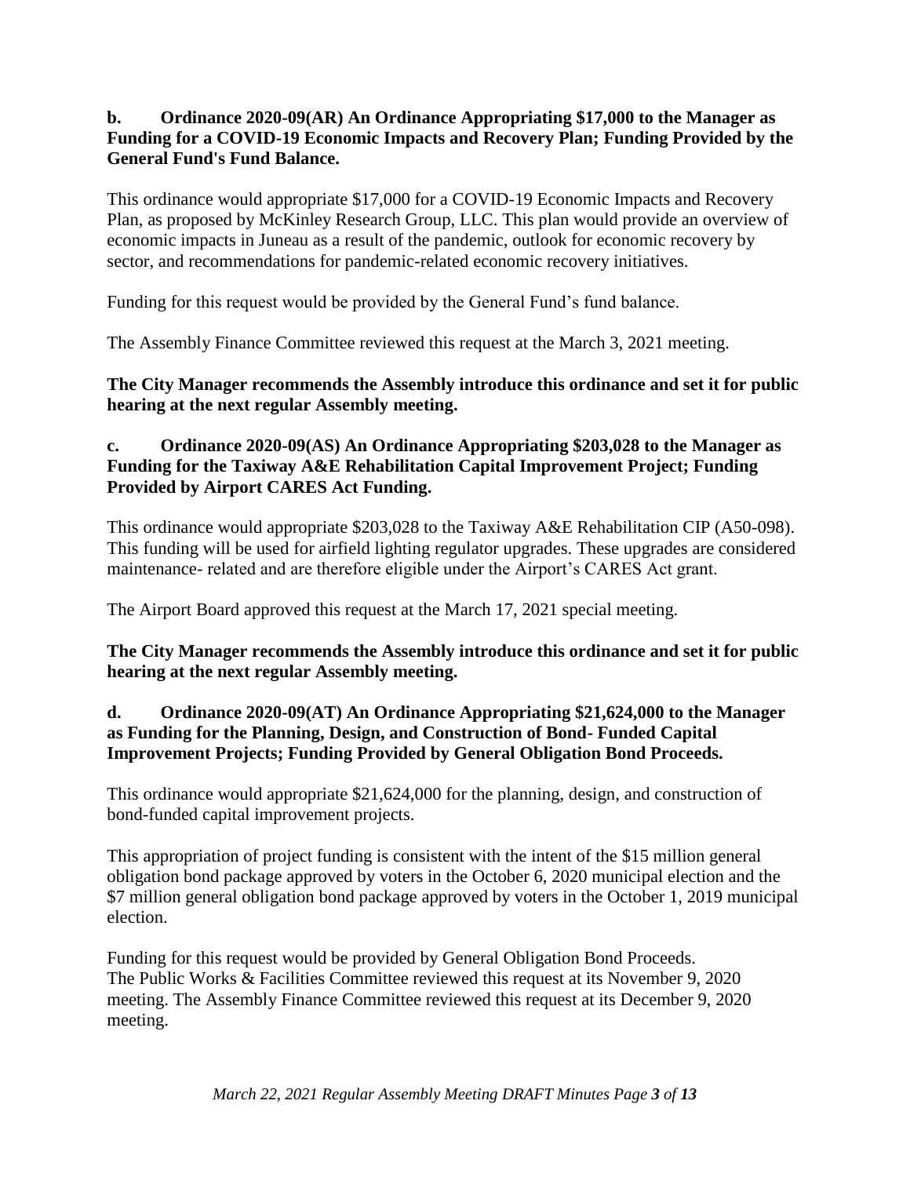**b. Ordinance 2020-09(AR) An Ordinance Appropriating $17,000 to the Manager as Funding for a COVID-19 Economic Impacts and Recovery Plan; Funding Provided by the General Fund's Fund Balance.**

This ordinance would appropriate $17,000 for a COVID-19 Economic Impacts and Recovery Plan, as proposed by McKinley Research Group, LLC. This plan would provide an overview of economic impacts in Juneau as a result of the pandemic, outlook for economic recovery by sector, and recommendations for pandemic-related economic recovery initiatives.

Funding for this request would be provided by the General Fund's fund balance.

The Assembly Finance Committee reviewed this request at the March 3, 2021 meeting.

**The City Manager recommends the Assembly introduce this ordinance and set it for public hearing at the next regular Assembly meeting.**

**c. Ordinance 2020-09(AS) An Ordinance Appropriating $203,028 to the Manager as Funding for the Taxiway A&E Rehabilitation Capital Improvement Project; Funding Provided by Airport CARES Act Funding.**

This ordinance would appropriate $203,028 to the Taxiway A&E Rehabilitation CIP (A50-098). This funding will be used for airfield lighting regulator upgrades. These upgrades are considered maintenance- related and are therefore eligible under the Airport's CARES Act grant.

The Airport Board approved this request at the March 17, 2021 special meeting.

**The City Manager recommends the Assembly introduce this ordinance and set it for public hearing at the next regular Assembly meeting.**

**d. Ordinance 2020-09(AT) An Ordinance Appropriating $21,624,000 to the Manager as Funding for the Planning, Design, and Construction of Bond- Funded Capital Improvement Projects; Funding Provided by General Obligation Bond Proceeds.**

This ordinance would appropriate $21,624,000 for the planning, design, and construction of bond-funded capital improvement projects.

This appropriation of project funding is consistent with the intent of the $15 million general obligation bond package approved by voters in the October 6, 2020 municipal election and the $7 million general obligation bond package approved by voters in the October 1, 2019 municipal election.

Funding for this request would be provided by General Obligation Bond Proceeds.
The Public Works & Facilities Committee reviewed this request at its November 9, 2020 meeting. The Assembly Finance Committee reviewed this request at its December 9, 2020 meeting.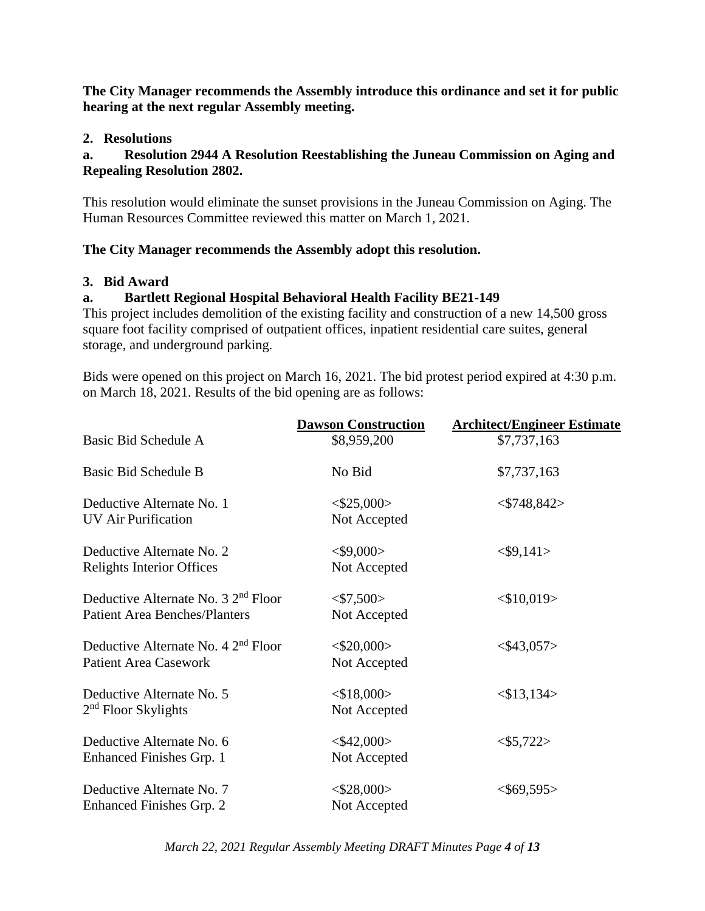**The City Manager recommends the Assembly introduce this ordinance and set it for public hearing at the next regular Assembly meeting.**

## 2. Resolutions

### a. Resolution 2944 A Resolution Reestablishing the Juneau Commission on Aging and Repealing Resolution 2802.

This resolution would eliminate the sunset provisions in the Juneau Commission on Aging. The Human Resources Committee reviewed this matter on March 1, 2021.

**The City Manager recommends the Assembly adopt this resolution.**

## 3. Bid Award

### a. Bartlett Regional Hospital Behavioral Health Facility BE21-149

This project includes demolition of the existing facility and construction of a new 14,500 gross square foot facility comprised of outpatient offices, inpatient residential care suites, general storage, and underground parking.

Bids were opened on this project on March 16, 2021. The bid protest period expired at 4:30 p.m. on March 18, 2021. Results of the bid opening are as follows:

| | Dawson Construction | Architect/Engineer Estimate |
|---|---|---|
| Basic Bid Schedule A | $8,959,200 | $7,737,163 |
| Basic Bid Schedule B | No Bid | $7,737,163 |
| Deductive Alternate No. 1 UV Air Purification | <$25,000> Not Accepted | <$748,842> |
| Deductive Alternate No. 2 Relights Interior Offices | <$9,000> Not Accepted | <$9,141> |
| Deductive Alternate No. 3 2nd Floor Patient Area Benches/Planters | <$7,500> Not Accepted | <$10,019> |
| Deductive Alternate No. 4 2nd Floor Patient Area Casework | <$20,000> Not Accepted | <$43,057> |
| Deductive Alternate No. 5 2nd Floor Skylights | <$18,000> Not Accepted | <$13,134> |
| Deductive Alternate No. 6 Enhanced Finishes Grp. 1 | <$42,000> Not Accepted | <$5,722> |
| Deductive Alternate No. 7 Enhanced Finishes Grp. 2 | <$28,000> Not Accepted | <$69,595> |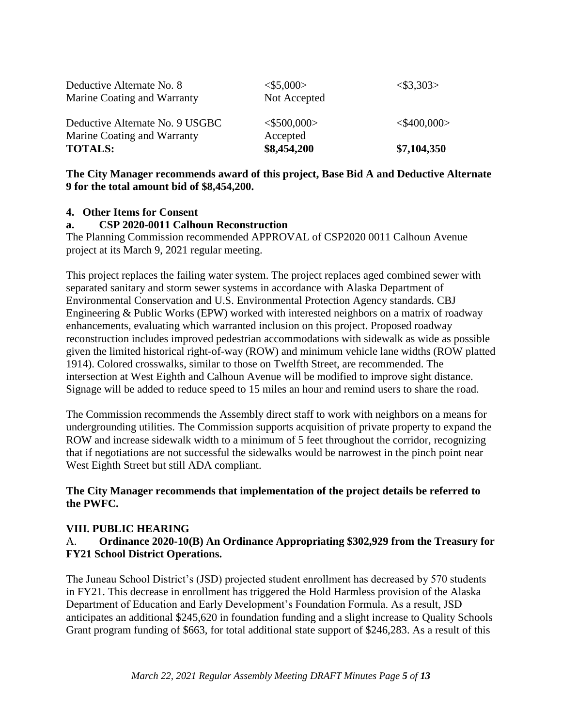| | | |
|---|---|---|
| Deductive Alternate No. 8 Marine Coating and Warranty | <$5,000> Not Accepted | <$3,303> |
| Deductive Alternate No. 9 USGBC Marine Coating and Warranty | <$500,000> Accepted | <$400,000> |
| **TOTALS:** | **$8,454,200** | **$7,104,350** |

**The City Manager recommends award of this project, Base Bid A and Deductive Alternate 9 for the total amount bid of $8,454,200.**

**4. Other Items for Consent**

**a. CSP 2020-0011 Calhoun Reconstruction**

The Planning Commission recommended APPROVAL of CSP2020 0011 Calhoun Avenue project at its March 9, 2021 regular meeting.

This project replaces the failing water system. The project replaces aged combined sewer with separated sanitary and storm sewer systems in accordance with Alaska Department of Environmental Conservation and U.S. Environmental Protection Agency standards. CBJ Engineering & Public Works (EPW) worked with interested neighbors on a matrix of roadway enhancements, evaluating which warranted inclusion on this project. Proposed roadway reconstruction includes improved pedestrian accommodations with sidewalk as wide as possible given the limited historical right-of-way (ROW) and minimum vehicle lane widths (ROW platted 1914). Colored crosswalks, similar to those on Twelfth Street, are recommended. The intersection at West Eighth and Calhoun Avenue will be modified to improve sight distance. Signage will be added to reduce speed to 15 miles an hour and remind users to share the road.

The Commission recommends the Assembly direct staff to work with neighbors on a means for undergrounding utilities. The Commission supports acquisition of private property to expand the ROW and increase sidewalk width to a minimum of 5 feet throughout the corridor, recognizing that if negotiations are not successful the sidewalks would be narrowest in the pinch point near West Eighth Street but still ADA compliant.

**The City Manager recommends that implementation of the project details be referred to the PWFC.**

## VIII. PUBLIC HEARING

A. **Ordinance 2020-10(B) An Ordinance Appropriating $302,929 from the Treasury for FY21 School District Operations.**

The Juneau School District's (JSD) projected student enrollment has decreased by 570 students in FY21. This decrease in enrollment has triggered the Hold Harmless provision of the Alaska Department of Education and Early Development's Foundation Formula. As a result, JSD anticipates an additional $245,620 in foundation funding and a slight increase to Quality Schools Grant program funding of $663, for total additional state support of $246,283. As a result of this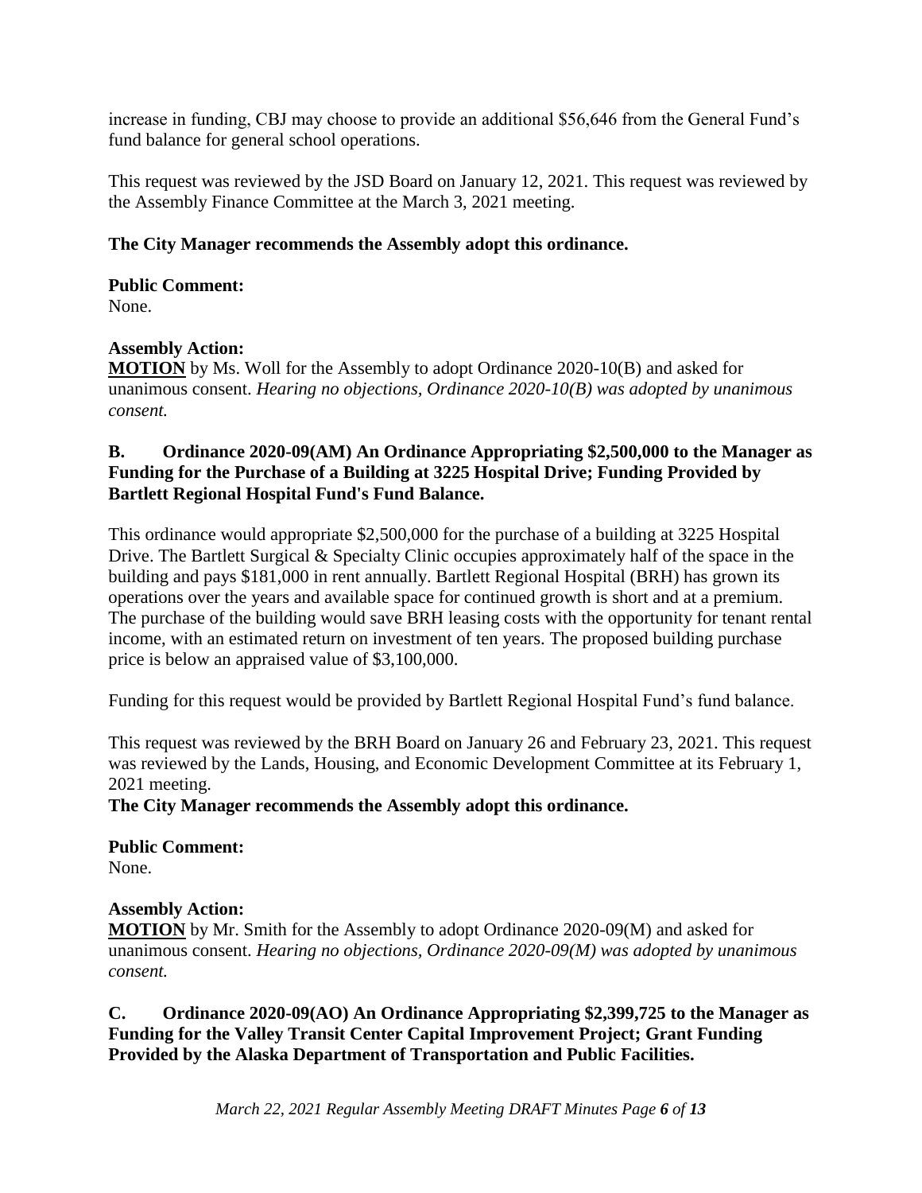increase in funding, CBJ may choose to provide an additional $56,646 from the General Fund's fund balance for general school operations.

This request was reviewed by the JSD Board on January 12, 2021. This request was reviewed by the Assembly Finance Committee at the March 3, 2021 meeting.

**The City Manager recommends the Assembly adopt this ordinance.**

**Public Comment:**
None.

**Assembly Action:**
**MOTION** by Ms. Woll for the Assembly to adopt Ordinance 2020-10(B) and asked for unanimous consent. *Hearing no objections, Ordinance 2020-10(B) was adopted by unanimous consent.*

**B. Ordinance 2020-09(AM) An Ordinance Appropriating $2,500,000 to the Manager as Funding for the Purchase of a Building at 3225 Hospital Drive; Funding Provided by Bartlett Regional Hospital Fund's Fund Balance.**

This ordinance would appropriate $2,500,000 for the purchase of a building at 3225 Hospital Drive. The Bartlett Surgical & Specialty Clinic occupies approximately half of the space in the building and pays $181,000 in rent annually. Bartlett Regional Hospital (BRH) has grown its operations over the years and available space for continued growth is short and at a premium. The purchase of the building would save BRH leasing costs with the opportunity for tenant rental income, with an estimated return on investment of ten years. The proposed building purchase price is below an appraised value of $3,100,000.

Funding for this request would be provided by Bartlett Regional Hospital Fund's fund balance.

This request was reviewed by the BRH Board on January 26 and February 23, 2021. This request was reviewed by the Lands, Housing, and Economic Development Committee at its February 1, 2021 meeting.
**The City Manager recommends the Assembly adopt this ordinance.**

**Public Comment:**
None.

**Assembly Action:**
**MOTION** by Mr. Smith for the Assembly to adopt Ordinance 2020-09(M) and asked for unanimous consent. *Hearing no objections, Ordinance 2020-09(M) was adopted by unanimous consent.*

**C. Ordinance 2020-09(AO) An Ordinance Appropriating $2,399,725 to the Manager as Funding for the Valley Transit Center Capital Improvement Project; Grant Funding Provided by the Alaska Department of Transportation and Public Facilities.**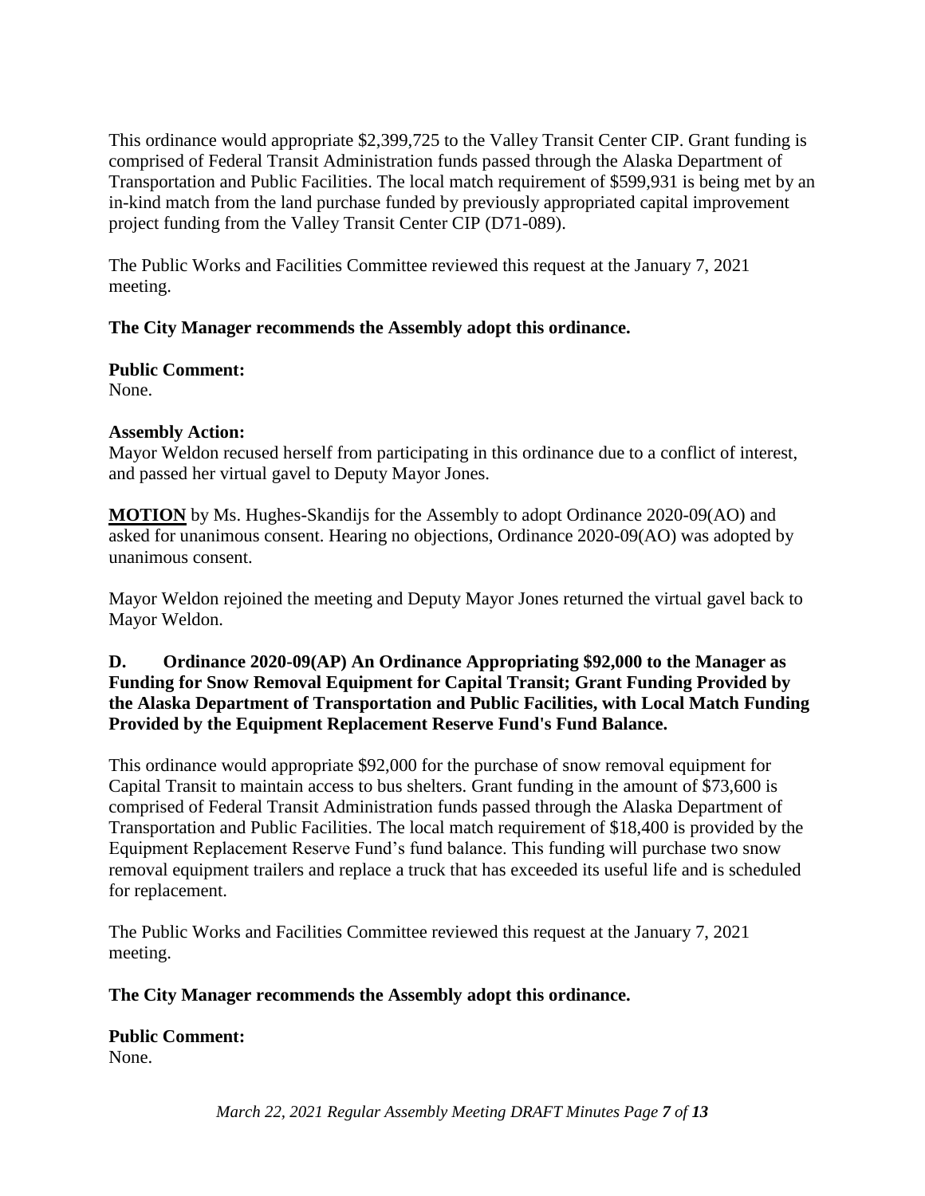This ordinance would appropriate $2,399,725 to the Valley Transit Center CIP. Grant funding is comprised of Federal Transit Administration funds passed through the Alaska Department of Transportation and Public Facilities. The local match requirement of $599,931 is being met by an in-kind match from the land purchase funded by previously appropriated capital improvement project funding from the Valley Transit Center CIP (D71-089).

The Public Works and Facilities Committee reviewed this request at the January 7, 2021 meeting.

**The City Manager recommends the Assembly adopt this ordinance.**

**Public Comment:**
None.

**Assembly Action:**
Mayor Weldon recused herself from participating in this ordinance due to a conflict of interest, and passed her virtual gavel to Deputy Mayor Jones.

**MOTION** by Ms. Hughes-Skandijs for the Assembly to adopt Ordinance 2020-09(AO) and asked for unanimous consent. Hearing no objections, Ordinance 2020-09(AO) was adopted by unanimous consent.

Mayor Weldon rejoined the meeting and Deputy Mayor Jones returned the virtual gavel back to Mayor Weldon.

**D. Ordinance 2020-09(AP) An Ordinance Appropriating $92,000 to the Manager as Funding for Snow Removal Equipment for Capital Transit; Grant Funding Provided by the Alaska Department of Transportation and Public Facilities, with Local Match Funding Provided by the Equipment Replacement Reserve Fund's Fund Balance.**

This ordinance would appropriate $92,000 for the purchase of snow removal equipment for Capital Transit to maintain access to bus shelters. Grant funding in the amount of $73,600 is comprised of Federal Transit Administration funds passed through the Alaska Department of Transportation and Public Facilities. The local match requirement of $18,400 is provided by the Equipment Replacement Reserve Fund's fund balance. This funding will purchase two snow removal equipment trailers and replace a truck that has exceeded its useful life and is scheduled for replacement.

The Public Works and Facilities Committee reviewed this request at the January 7, 2021 meeting.

**The City Manager recommends the Assembly adopt this ordinance.**

**Public Comment:**
None.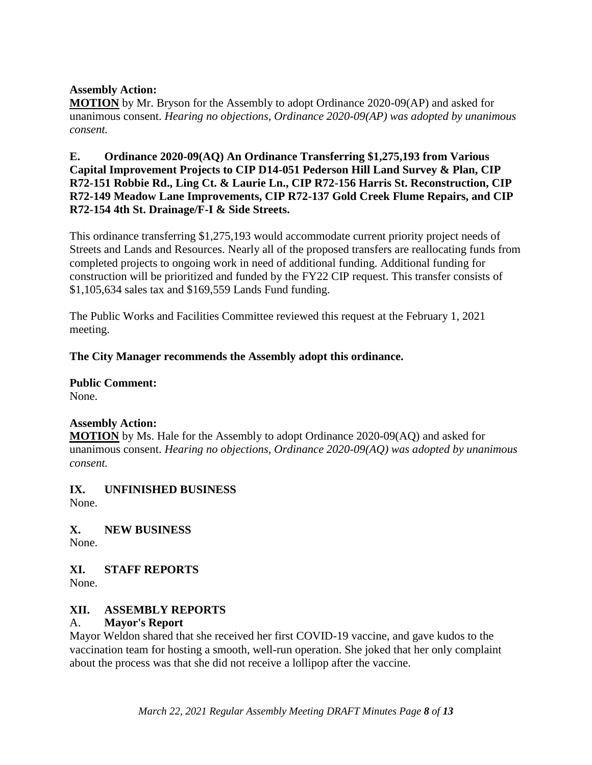**Assembly Action:**

**MOTION** by Mr. Bryson for the Assembly to adopt Ordinance 2020-09(AP) and asked for unanimous consent. *Hearing no objections, Ordinance 2020-09(AP) was adopted by unanimous consent.*

**E. Ordinance 2020-09(AQ) An Ordinance Transferring $1,275,193 from Various Capital Improvement Projects to CIP D14-051 Pederson Hill Land Survey & Plan, CIP R72-151 Robbie Rd., Ling Ct. & Laurie Ln., CIP R72-156 Harris St. Reconstruction, CIP R72-149 Meadow Lane Improvements, CIP R72-137 Gold Creek Flume Repairs, and CIP R72-154 4th St. Drainage/F-I & Side Streets.**

This ordinance transferring $1,275,193 would accommodate current priority project needs of Streets and Lands and Resources. Nearly all of the proposed transfers are reallocating funds from completed projects to ongoing work in need of additional funding. Additional funding for construction will be prioritized and funded by the FY22 CIP request. This transfer consists of $1,105,634 sales tax and $169,559 Lands Fund funding.

The Public Works and Facilities Committee reviewed this request at the February 1, 2021 meeting.

**The City Manager recommends the Assembly adopt this ordinance.**

**Public Comment:**
None.

**Assembly Action:**

**MOTION** by Ms. Hale for the Assembly to adopt Ordinance 2020-09(AQ) and asked for unanimous consent. *Hearing no objections, Ordinance 2020-09(AQ) was adopted by unanimous consent.*

## IX. UNFINISHED BUSINESS

None.

## X. NEW BUSINESS

None.

## XI. STAFF REPORTS

None.

## XII. ASSEMBLY REPORTS

### A. Mayor's Report

Mayor Weldon shared that she received her first COVID-19 vaccine, and gave kudos to the vaccination team for hosting a smooth, well-run operation. She joked that her only complaint about the process was that she did not receive a lollipop after the vaccine.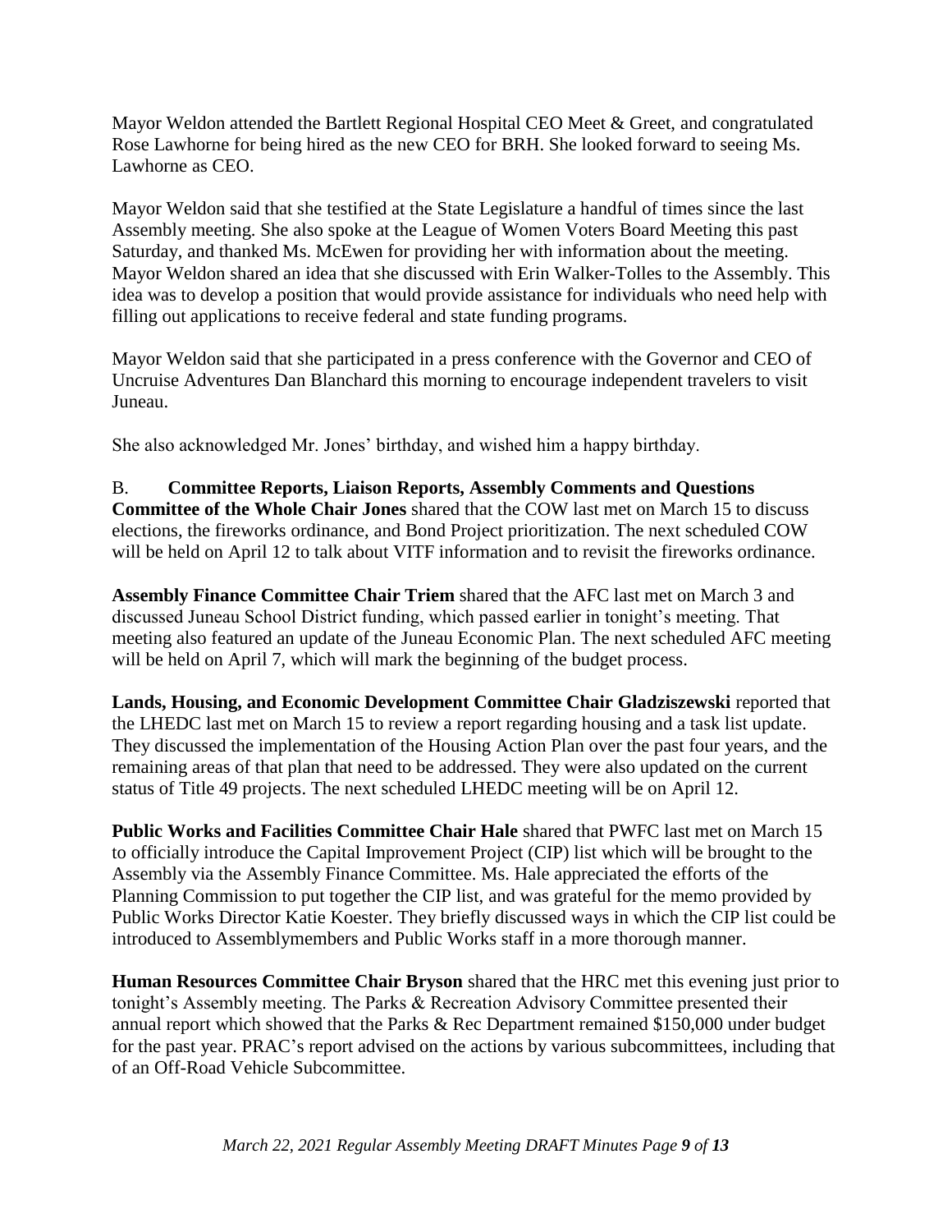Mayor Weldon attended the Bartlett Regional Hospital CEO Meet & Greet, and congratulated Rose Lawhorne for being hired as the new CEO for BRH. She looked forward to seeing Ms. Lawhorne as CEO.

Mayor Weldon said that she testified at the State Legislature a handful of times since the last Assembly meeting. She also spoke at the League of Women Voters Board Meeting this past Saturday, and thanked Ms. McEwen for providing her with information about the meeting. Mayor Weldon shared an idea that she discussed with Erin Walker-Tolles to the Assembly. This idea was to develop a position that would provide assistance for individuals who need help with filling out applications to receive federal and state funding programs.

Mayor Weldon said that she participated in a press conference with the Governor and CEO of Uncruise Adventures Dan Blanchard this morning to encourage independent travelers to visit Juneau.

She also acknowledged Mr. Jones' birthday, and wished him a happy birthday.

B. **Committee Reports, Liaison Reports, Assembly Comments and Questions**

**Committee of the Whole Chair Jones** shared that the COW last met on March 15 to discuss elections, the fireworks ordinance, and Bond Project prioritization. The next scheduled COW will be held on April 12 to talk about VITF information and to revisit the fireworks ordinance.

**Assembly Finance Committee Chair Triem** shared that the AFC last met on March 3 and discussed Juneau School District funding, which passed earlier in tonight's meeting. That meeting also featured an update of the Juneau Economic Plan. The next scheduled AFC meeting will be held on April 7, which will mark the beginning of the budget process.

**Lands, Housing, and Economic Development Committee Chair Gladziszewski** reported that the LHEDC last met on March 15 to review a report regarding housing and a task list update. They discussed the implementation of the Housing Action Plan over the past four years, and the remaining areas of that plan that need to be addressed. They were also updated on the current status of Title 49 projects. The next scheduled LHEDC meeting will be on April 12.

**Public Works and Facilities Committee Chair Hale** shared that PWFC last met on March 15 to officially introduce the Capital Improvement Project (CIP) list which will be brought to the Assembly via the Assembly Finance Committee. Ms. Hale appreciated the efforts of the Planning Commission to put together the CIP list, and was grateful for the memo provided by Public Works Director Katie Koester. They briefly discussed ways in which the CIP list could be introduced to Assemblymembers and Public Works staff in a more thorough manner.

**Human Resources Committee Chair Bryson** shared that the HRC met this evening just prior to tonight's Assembly meeting. The Parks & Recreation Advisory Committee presented their annual report which showed that the Parks & Rec Department remained $150,000 under budget for the past year. PRAC's report advised on the actions by various subcommittees, including that of an Off-Road Vehicle Subcommittee.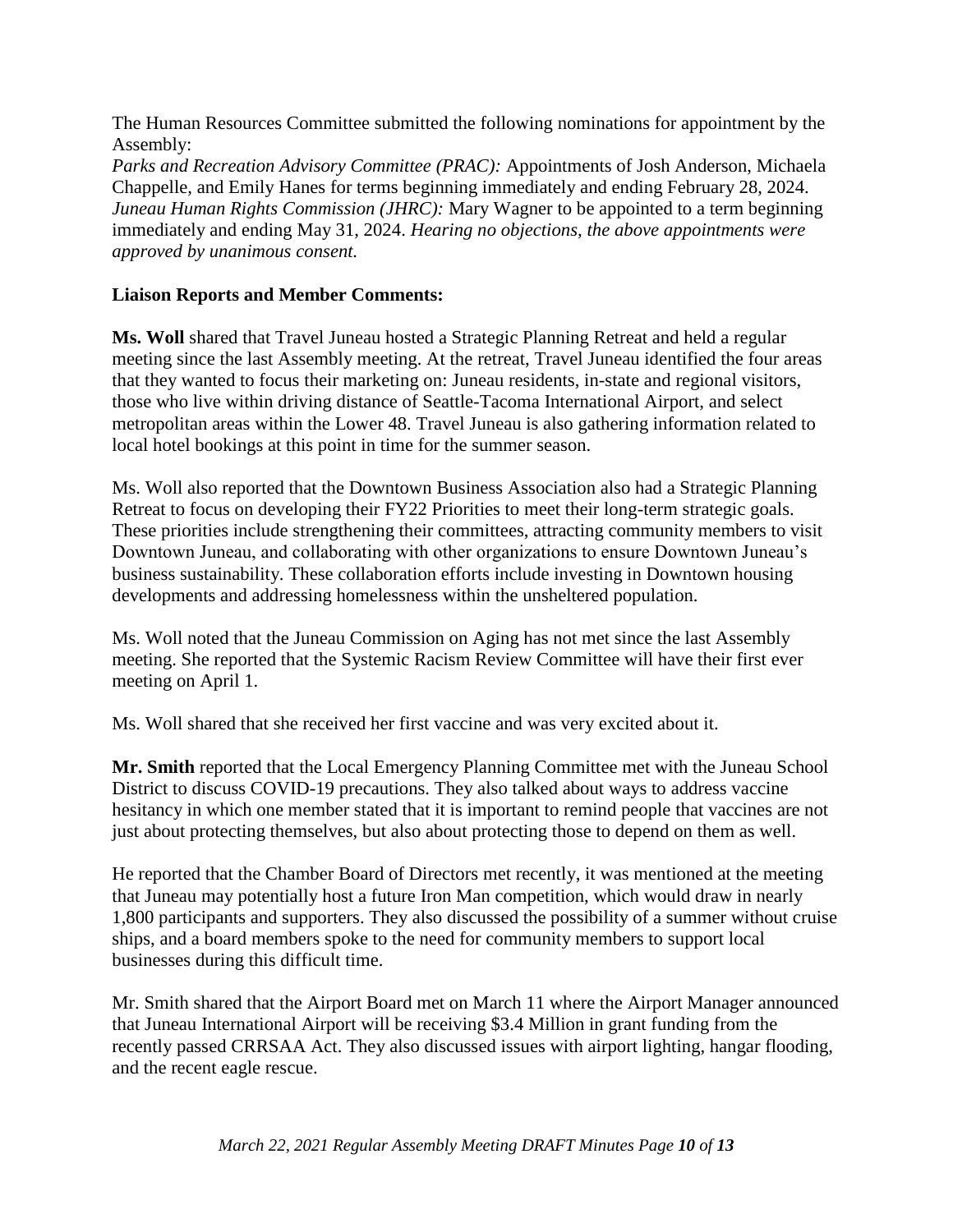The Human Resources Committee submitted the following nominations for appointment by the Assembly:
*Parks and Recreation Advisory Committee (PRAC):* Appointments of Josh Anderson, Michaela Chappelle, and Emily Hanes for terms beginning immediately and ending February 28, 2024.
*Juneau Human Rights Commission (JHRC):* Mary Wagner to be appointed to a term beginning immediately and ending May 31, 2024. *Hearing no objections, the above appointments were approved by unanimous consent.*

**Liaison Reports and Member Comments:**

**Ms. Woll** shared that Travel Juneau hosted a Strategic Planning Retreat and held a regular meeting since the last Assembly meeting. At the retreat, Travel Juneau identified the four areas that they wanted to focus their marketing on: Juneau residents, in-state and regional visitors, those who live within driving distance of Seattle-Tacoma International Airport, and select metropolitan areas within the Lower 48. Travel Juneau is also gathering information related to local hotel bookings at this point in time for the summer season.

Ms. Woll also reported that the Downtown Business Association also had a Strategic Planning Retreat to focus on developing their FY22 Priorities to meet their long-term strategic goals. These priorities include strengthening their committees, attracting community members to visit Downtown Juneau, and collaborating with other organizations to ensure Downtown Juneau's business sustainability. These collaboration efforts include investing in Downtown housing developments and addressing homelessness within the unsheltered population.

Ms. Woll noted that the Juneau Commission on Aging has not met since the last Assembly meeting. She reported that the Systemic Racism Review Committee will have their first ever meeting on April 1.

Ms. Woll shared that she received her first vaccine and was very excited about it.

**Mr. Smith** reported that the Local Emergency Planning Committee met with the Juneau School District to discuss COVID-19 precautions. They also talked about ways to address vaccine hesitancy in which one member stated that it is important to remind people that vaccines are not just about protecting themselves, but also about protecting those to depend on them as well.

He reported that the Chamber Board of Directors met recently, it was mentioned at the meeting that Juneau may potentially host a future Iron Man competition, which would draw in nearly 1,800 participants and supporters. They also discussed the possibility of a summer without cruise ships, and a board members spoke to the need for community members to support local businesses during this difficult time.

Mr. Smith shared that the Airport Board met on March 11 where the Airport Manager announced that Juneau International Airport will be receiving $3.4 Million in grant funding from the recently passed CRRSAA Act. They also discussed issues with airport lighting, hangar flooding, and the recent eagle rescue.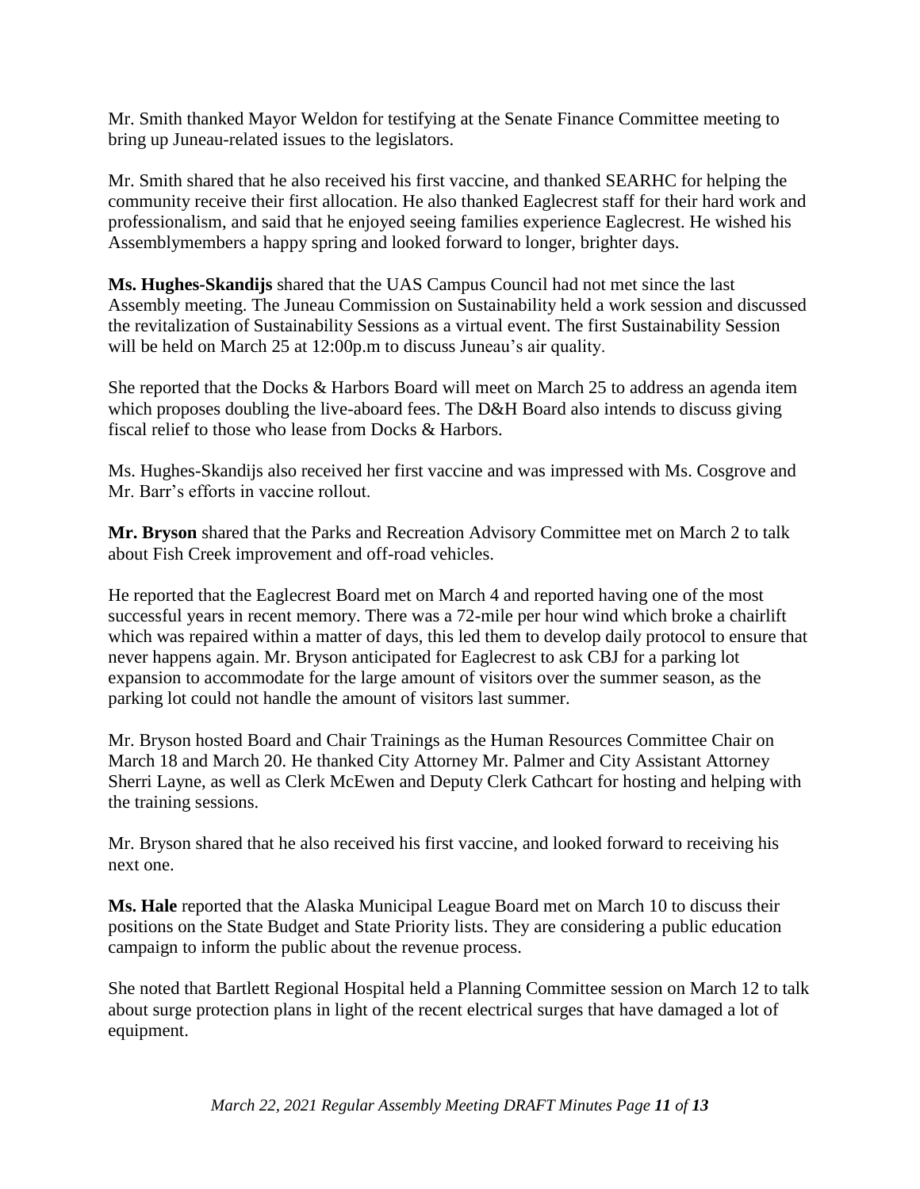Mr. Smith thanked Mayor Weldon for testifying at the Senate Finance Committee meeting to bring up Juneau-related issues to the legislators.

Mr. Smith shared that he also received his first vaccine, and thanked SEARHC for helping the community receive their first allocation. He also thanked Eaglecrest staff for their hard work and professionalism, and said that he enjoyed seeing families experience Eaglecrest. He wished his Assemblymembers a happy spring and looked forward to longer, brighter days.

**Ms. Hughes-Skandijs** shared that the UAS Campus Council had not met since the last Assembly meeting. The Juneau Commission on Sustainability held a work session and discussed the revitalization of Sustainability Sessions as a virtual event. The first Sustainability Session will be held on March 25 at 12:00p.m to discuss Juneau's air quality.

She reported that the Docks & Harbors Board will meet on March 25 to address an agenda item which proposes doubling the live-aboard fees. The D&H Board also intends to discuss giving fiscal relief to those who lease from Docks & Harbors.

Ms. Hughes-Skandijs also received her first vaccine and was impressed with Ms. Cosgrove and Mr. Barr's efforts in vaccine rollout.

**Mr. Bryson** shared that the Parks and Recreation Advisory Committee met on March 2 to talk about Fish Creek improvement and off-road vehicles.

He reported that the Eaglecrest Board met on March 4 and reported having one of the most successful years in recent memory. There was a 72-mile per hour wind which broke a chairlift which was repaired within a matter of days, this led them to develop daily protocol to ensure that never happens again. Mr. Bryson anticipated for Eaglecrest to ask CBJ for a parking lot expansion to accommodate for the large amount of visitors over the summer season, as the parking lot could not handle the amount of visitors last summer.

Mr. Bryson hosted Board and Chair Trainings as the Human Resources Committee Chair on March 18 and March 20. He thanked City Attorney Mr. Palmer and City Assistant Attorney Sherri Layne, as well as Clerk McEwen and Deputy Clerk Cathcart for hosting and helping with the training sessions.

Mr. Bryson shared that he also received his first vaccine, and looked forward to receiving his next one.

**Ms. Hale** reported that the Alaska Municipal League Board met on March 10 to discuss their positions on the State Budget and State Priority lists. They are considering a public education campaign to inform the public about the revenue process.

She noted that Bartlett Regional Hospital held a Planning Committee session on March 12 to talk about surge protection plans in light of the recent electrical surges that have damaged a lot of equipment.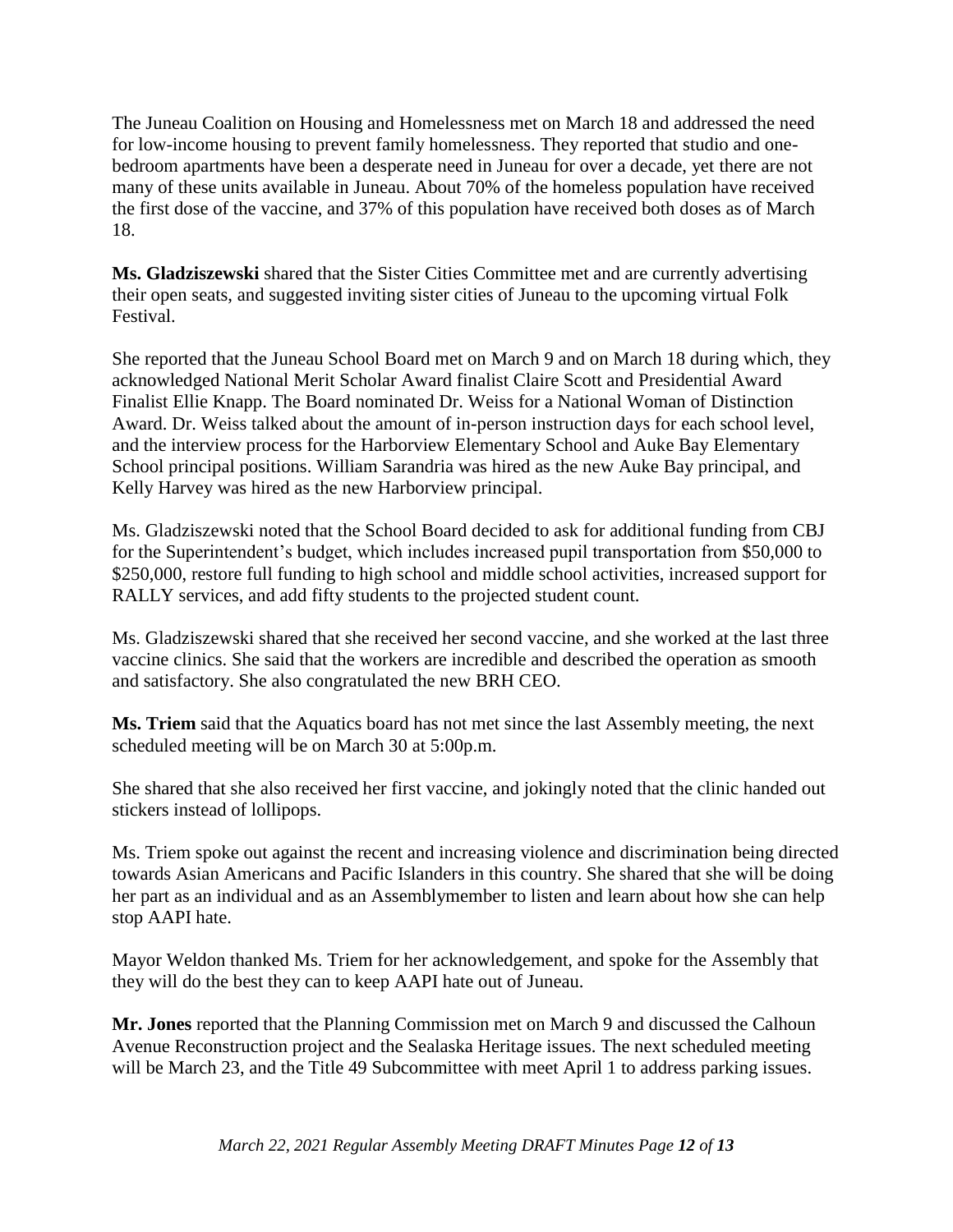The Juneau Coalition on Housing and Homelessness met on March 18 and addressed the need for low-income housing to prevent family homelessness. They reported that studio and one-bedroom apartments have been a desperate need in Juneau for over a decade, yet there are not many of these units available in Juneau. About 70% of the homeless population have received the first dose of the vaccine, and 37% of this population have received both doses as of March 18.

**Ms. Gladziszewski** shared that the Sister Cities Committee met and are currently advertising their open seats, and suggested inviting sister cities of Juneau to the upcoming virtual Folk Festival.

She reported that the Juneau School Board met on March 9 and on March 18 during which, they acknowledged National Merit Scholar Award finalist Claire Scott and Presidential Award Finalist Ellie Knapp. The Board nominated Dr. Weiss for a National Woman of Distinction Award. Dr. Weiss talked about the amount of in-person instruction days for each school level, and the interview process for the Harborview Elementary School and Auke Bay Elementary School principal positions. William Sarandria was hired as the new Auke Bay principal, and Kelly Harvey was hired as the new Harborview principal.

Ms. Gladziszewski noted that the School Board decided to ask for additional funding from CBJ for the Superintendent's budget, which includes increased pupil transportation from $50,000 to $250,000, restore full funding to high school and middle school activities, increased support for RALLY services, and add fifty students to the projected student count.

Ms. Gladziszewski shared that she received her second vaccine, and she worked at the last three vaccine clinics. She said that the workers are incredible and described the operation as smooth and satisfactory. She also congratulated the new BRH CEO.

**Ms. Triem** said that the Aquatics board has not met since the last Assembly meeting, the next scheduled meeting will be on March 30 at 5:00p.m.

She shared that she also received her first vaccine, and jokingly noted that the clinic handed out stickers instead of lollipops.

Ms. Triem spoke out against the recent and increasing violence and discrimination being directed towards Asian Americans and Pacific Islanders in this country. She shared that she will be doing her part as an individual and as an Assemblymember to listen and learn about how she can help stop AAPI hate.

Mayor Weldon thanked Ms. Triem for her acknowledgement, and spoke for the Assembly that they will do the best they can to keep AAPI hate out of Juneau.

**Mr. Jones** reported that the Planning Commission met on March 9 and discussed the Calhoun Avenue Reconstruction project and the Sealaska Heritage issues. The next scheduled meeting will be March 23, and the Title 49 Subcommittee with meet April 1 to address parking issues.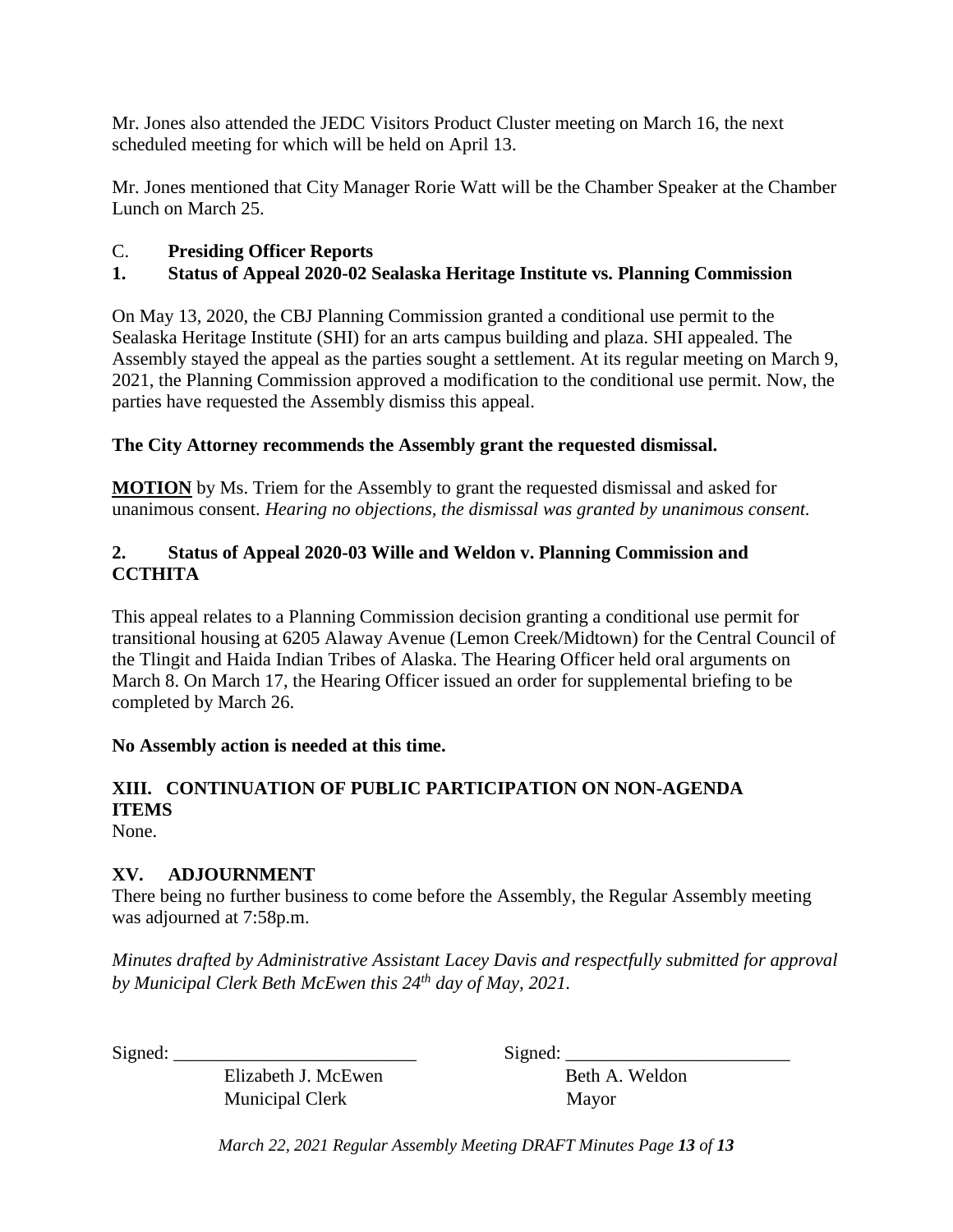Mr. Jones also attended the JEDC Visitors Product Cluster meeting on March 16, the next scheduled meeting for which will be held on April 13.

Mr. Jones mentioned that City Manager Rorie Watt will be the Chamber Speaker at the Chamber Lunch on March 25.

### C. **Presiding Officer Reports**

### 1. **Status of Appeal 2020-02 Sealaska Heritage Institute vs. Planning Commission**

On May 13, 2020, the CBJ Planning Commission granted a conditional use permit to the Sealaska Heritage Institute (SHI) for an arts campus building and plaza. SHI appealed. The Assembly stayed the appeal as the parties sought a settlement. At its regular meeting on March 9, 2021, the Planning Commission approved a modification to the conditional use permit. Now, the parties have requested the Assembly dismiss this appeal.

**The City Attorney recommends the Assembly grant the requested dismissal.**

**MOTION** by Ms. Triem for the Assembly to grant the requested dismissal and asked for unanimous consent. *Hearing no objections, the dismissal was granted by unanimous consent.*

### 2. **Status of Appeal 2020-03 Wille and Weldon v. Planning Commission and CCTHITA**

This appeal relates to a Planning Commission decision granting a conditional use permit for transitional housing at 6205 Alaway Avenue (Lemon Creek/Midtown) for the Central Council of the Tlingit and Haida Indian Tribes of Alaska. The Hearing Officer held oral arguments on March 8. On March 17, the Hearing Officer issued an order for supplemental briefing to be completed by March 26.

**No Assembly action is needed at this time.**

## XIII. CONTINUATION OF PUBLIC PARTICIPATION ON NON-AGENDA ITEMS

None.

## XV. ADJOURNMENT

There being no further business to come before the Assembly, the Regular Assembly meeting was adjourned at 7:58p.m.

*Minutes drafted by Administrative Assistant Lacey Davis and respectfully submitted for approval by Municipal Clerk Beth McEwen this 24th day of May, 2021.*

Signed: ___________________________
Elizabeth J. McEwen
Municipal Clerk

Signed: ___________________________
Beth A. Weldon
Mayor